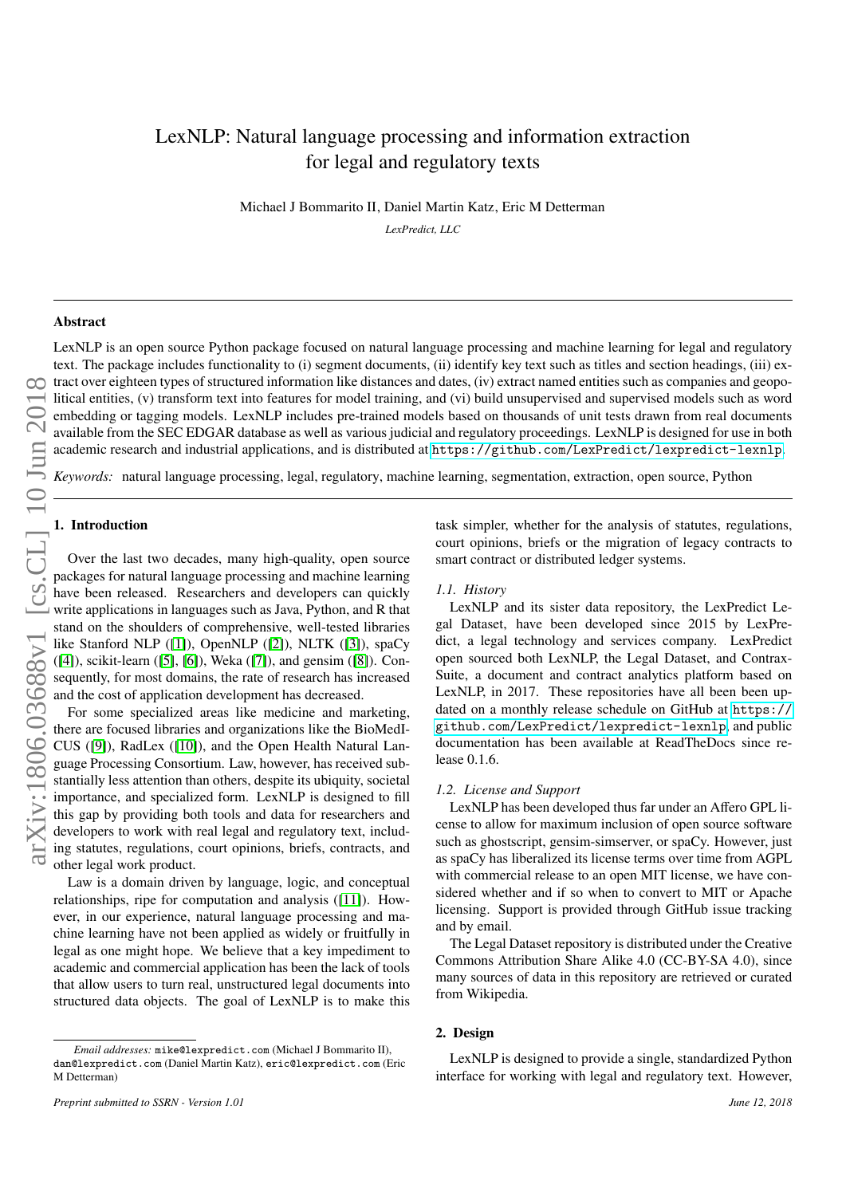# LexNLP: Natural language processing and information extraction for legal and regulatory texts

Michael J Bommarito II, Daniel Martin Katz, Eric M Detterman

*LexPredict, LLC*

## Abstract

LexNLP is an open source Python package focused on natural language processing and machine learning for legal and regulatory text. The package includes functionality to (i) segment documents, (ii) identify key text such as titles and section headings, (iii) extract over eighteen types of structured information like distances and dates, (iv) extract named entities such as companies and geopolitical entities, (v) transform text into features for model training, and (vi) build unsupervised and supervised models such as word embedding or tagging models. LexNLP includes pre-trained models based on thousands of unit tests drawn from real documents available from the SEC EDGAR database as well as various judicial and regulatory proceedings. LexNLP is designed for use in both academic research and industrial applications, and is distributed at https://github.com/LexPredict/lexpredict-lexnlp.

*Keywords:* natural language processing, legal, regulatory, machine learning, segmentation, extraction, open source, Python

## 1. Introduction

Over the last two decades, many high-quality, open source packages for natural language processing and machine learning have been released. Researchers and developers can quickly write applications in languages such as Java, Python, and R that stand on the shoulders of comprehensive, well-tested libraries like Stanford NLP ([1]), OpenNLP ([2]), NLTK ([3]), spaCy ([4]), scikit-learn ([5], [6]), Weka ([7]), and gensim ([8]). Consequently, for most domains, the rate of research has increased and the cost of application development has decreased.

For some specialized areas like medicine and marketing, there are focused libraries and organizations like the BioMedICUS ([9]), RadLex ([10]), and the Open Health Natural Language Processing Consortium. Law, however, has received substantially less attention than others, despite its ubiquity, societal importance, and specialized form. LexNLP is designed to fill this gap by providing both tools and data for researchers and developers to work with real legal and regulatory text, including statutes, regulations, court opinions, briefs, contracts, and other legal work product.

Law is a domain driven by language, logic, and conceptual relationships, ripe for computation and analysis ([11]). However, in our experience, natural language processing and machine learning have not been applied as widely or fruitfully in legal as one might hope. We believe that a key impediment to academic and commercial application has been the lack of tools that allow users to turn real, unstructured legal documents into structured data objects. The goal of LexNLP is to make this task simpler, whether for the analysis of statutes, regulations, court opinions, briefs or the migration of legacy contracts to smart contract or distributed ledger systems.

### 1.1. History

LexNLP and its sister data repository, the LexPredict Legal Dataset, have been developed since 2015 by LexPredict, a legal technology and services company. LexPredict open sourced both LexNLP, the Legal Dataset, and ContraxSuite, a document and contract analytics platform based on LexNLP, in 2017. These repositories have all been been updated on a monthly release schedule on GitHub at https://github.com/LexPredict/lexpredict-lexnlp, and public documentation has been available at ReadTheDocs since release 0.1.6.

### 1.2. License and Support

LexNLP has been developed thus far under an Affero GPL license to allow for maximum inclusion of open source software such as ghostscript, gensim-simserver, or spaCy. However, just as spaCy has liberalized its license terms over time from AGPL with commercial release to an open MIT license, we have considered whether and if so when to convert to MIT or Apache licensing. Support is provided through GitHub issue tracking and by email.

The Legal Dataset repository is distributed under the Creative Commons Attribution Share Alike 4.0 (CC-BY-SA 4.0), since many sources of data in this repository are retrieved or curated from Wikipedia.

## 2. Design

LexNLP is designed to provide a single, standardized Python interface for working with legal and regulatory text. However,

*Email addresses:* mike@lexpredict.com (Michael J Bommarito II), dan@lexpredict.com (Daniel Martin Katz), eric@lexpredict.com (Eric M Detterman)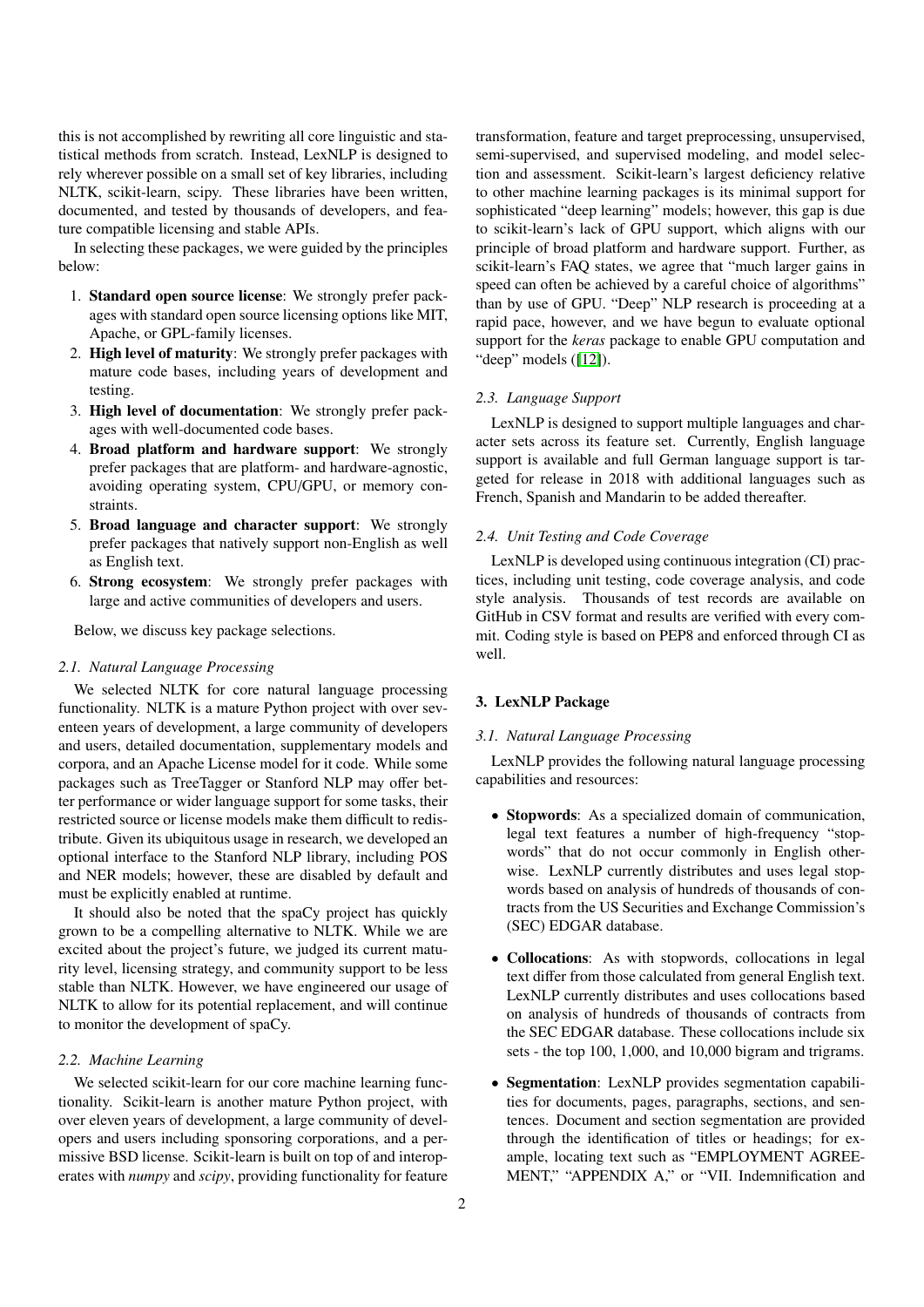this is not accomplished by rewriting all core linguistic and statistical methods from scratch. Instead, LexNLP is designed to rely wherever possible on a small set of key libraries, including NLTK, scikit-learn, scipy. These libraries have been written, documented, and tested by thousands of developers, and feature compatible licensing and stable APIs.

In selecting these packages, we were guided by the principles below:

1. **Standard open source license**: We strongly prefer packages with standard open source licensing options like MIT, Apache, or GPL-family licenses.
2. **High level of maturity**: We strongly prefer packages with mature code bases, including years of development and testing.
3. **High level of documentation**: We strongly prefer packages with well-documented code bases.
4. **Broad platform and hardware support**: We strongly prefer packages that are platform- and hardware-agnostic, avoiding operating system, CPU/GPU, or memory constraints.
5. **Broad language and character support**: We strongly prefer packages that natively support non-English as well as English text.
6. **Strong ecosystem**: We strongly prefer packages with large and active communities of developers and users.

Below, we discuss key package selections.

### 2.1. Natural Language Processing

We selected NLTK for core natural language processing functionality. NLTK is a mature Python project with over seventeen years of development, a large community of developers and users, detailed documentation, supplementary models and corpora, and an Apache License model for it code. While some packages such as TreeTagger or Stanford NLP may offer better performance or wider language support for some tasks, their restricted source or license models make them difficult to redistribute. Given its ubiquitous usage in research, we developed an optional interface to the Stanford NLP library, including POS and NER models; however, these are disabled by default and must be explicitly enabled at runtime.

It should also be noted that the spaCy project has quickly grown to be a compelling alternative to NLTK. While we are excited about the project's future, we judged its current maturity level, licensing strategy, and community support to be less stable than NLTK. However, we have engineered our usage of NLTK to allow for its potential replacement, and will continue to monitor the development of spaCy.

### 2.2. Machine Learning

We selected scikit-learn for our core machine learning functionality. Scikit-learn is another mature Python project, with over eleven years of development, a large community of developers and users including sponsoring corporations, and a permissive BSD license. Scikit-learn is built on top of and interoperates with *numpy* and *scipy*, providing functionality for feature transformation, feature and target preprocessing, unsupervised, semi-supervised, and supervised modeling, and model selection and assessment. Scikit-learn's largest deficiency relative to other machine learning packages is its minimal support for sophisticated "deep learning" models; however, this gap is due to scikit-learn's lack of GPU support, which aligns with our principle of broad platform and hardware support. Further, as scikit-learn's FAQ states, we agree that "much larger gains in speed can often be achieved by a careful choice of algorithms" than by use of GPU. "Deep" NLP research is proceeding at a rapid pace, however, and we have begun to evaluate optional support for the *keras* package to enable GPU computation and "deep" models ([12]).

### 2.3. Language Support

LexNLP is designed to support multiple languages and character sets across its feature set. Currently, English language support is available and full German language support is targeted for release in 2018 with additional languages such as French, Spanish and Mandarin to be added thereafter.

### 2.4. Unit Testing and Code Coverage

LexNLP is developed using continuous integration (CI) practices, including unit testing, code coverage analysis, and code style analysis. Thousands of test records are available on GitHub in CSV format and results are verified with every commit. Coding style is based on PEP8 and enforced through CI as well.

## 3. LexNLP Package

### 3.1. Natural Language Processing

LexNLP provides the following natural language processing capabilities and resources:

- **Stopwords**: As a specialized domain of communication, legal text features a number of high-frequency "stopwords" that do not occur commonly in English otherwise. LexNLP currently distributes and uses legal stopwords based on analysis of hundreds of thousands of contracts from the US Securities and Exchange Commission's (SEC) EDGAR database.

- **Collocations**: As with stopwords, collocations in legal text differ from those calculated from general English text. LexNLP currently distributes and uses collocations based on analysis of hundreds of thousands of contracts from the SEC EDGAR database. These collocations include six sets - the top 100, 1,000, and 10,000 bigram and trigrams.

- **Segmentation**: LexNLP provides segmentation capabilities for documents, pages, paragraphs, sections, and sentences. Document and section segmentation are provided through the identification of titles or headings; for example, locating text such as "EMPLOYMENT AGREEMENT," "APPENDIX A," or "VII. Indemnification and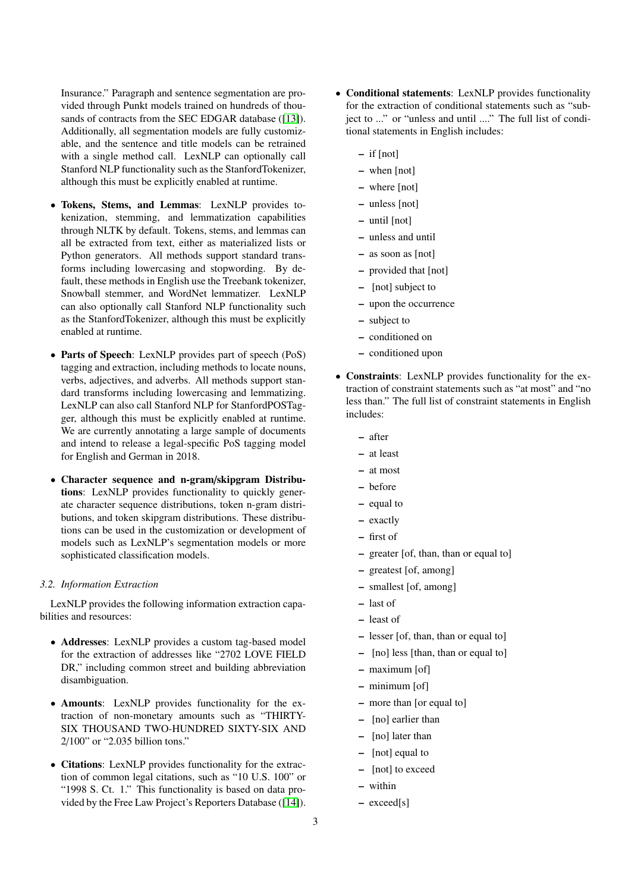Insurance." Paragraph and sentence segmentation are provided through Punkt models trained on hundreds of thousands of contracts from the SEC EDGAR database ([13]). Additionally, all segmentation models are fully customizable, and the sentence and title models can be retrained with a single method call. LexNLP can optionally call Stanford NLP functionality such as the StanfordTokenizer, although this must be explicitly enabled at runtime.

- **Tokens, Stems, and Lemmas**: LexNLP provides tokenization, stemming, and lemmatization capabilities through NLTK by default. Tokens, stems, and lemmas can all be extracted from text, either as materialized lists or Python generators. All methods support standard transforms including lowercasing and stopwording. By default, these methods in English use the Treebank tokenizer, Snowball stemmer, and WordNet lemmatizer. LexNLP can also optionally call Stanford NLP functionality such as the StanfordTokenizer, although this must be explicitly enabled at runtime.
- **Parts of Speech**: LexNLP provides part of speech (PoS) tagging and extraction, including methods to locate nouns, verbs, adjectives, and adverbs. All methods support standard transforms including lowercasing and lemmatizing. LexNLP can also call Stanford NLP for StanfordPOSTagger, although this must be explicitly enabled at runtime. We are currently annotating a large sample of documents and intend to release a legal-specific PoS tagging model for English and German in 2018.
- **Character sequence and n-gram/skipgram Distributions**: LexNLP provides functionality to quickly generate character sequence distributions, token n-gram distributions, and token skipgram distributions. These distributions can be used in the customization or development of models such as LexNLP's segmentation models or more sophisticated classification models.

### 3.2. Information Extraction

LexNLP provides the following information extraction capabilities and resources:

- **Addresses**: LexNLP provides a custom tag-based model for the extraction of addresses like "2702 LOVE FIELD DR," including common street and building abbreviation disambiguation.
- **Amounts**: LexNLP provides functionality for the extraction of non-monetary amounts such as "THIRTY-SIX THOUSAND TWO-HUNDRED SIXTY-SIX AND 2/100" or "2.035 billion tons."
- **Citations**: LexNLP provides functionality for the extraction of common legal citations, such as "10 U.S. 100" or "1998 S. Ct. 1." This functionality is based on data provided by the Free Law Project's Reporters Database ([14]).
- **Conditional statements**: LexNLP provides functionality for the extraction of conditional statements such as "subject to ..." or "unless and until ...." The full list of conditional statements in English includes:
  - if [not]
  - when [not]
  - where [not]
  - unless [not]
  - until [not]
  - unless and until
  - as soon as [not]
  - provided that [not]
  - [not] subject to
  - upon the occurrence
  - subject to
  - conditioned on
  - conditioned upon
- **Constraints**: LexNLP provides functionality for the extraction of constraint statements such as "at most" and "no less than." The full list of constraint statements in English includes:
  - after
  - at least
  - at most
  - before
  - equal to
  - exactly
  - first of
  - greater [of, than, than or equal to]
  - greatest [of, among]
  - smallest [of, among]
  - last of
  - least of
  - lesser [of, than, than or equal to]
  - [no] less [than, than or equal to]
  - maximum [of]
  - minimum [of]
  - more than [or equal to]
  - [no] earlier than
  - [no] later than
  - [not] equal to
  - [not] to exceed
  - within
  - exceed[s]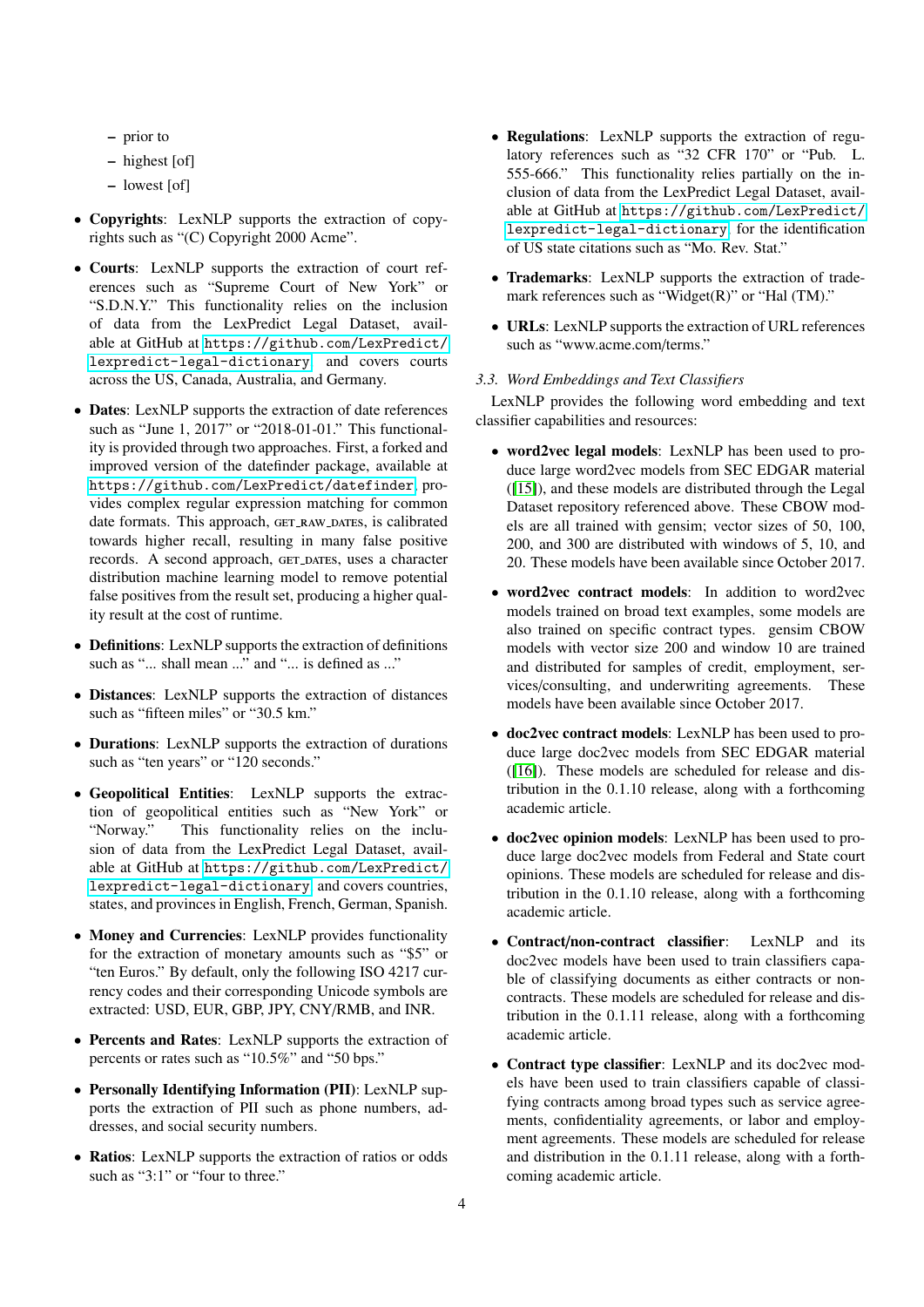- prior to
  - highest [of]
  - lowest [of]

- **Copyrights**: LexNLP supports the extraction of copyrights such as "(C) Copyright 2000 Acme".

- **Courts**: LexNLP supports the extraction of court references such as "Supreme Court of New York" or "S.D.N.Y." This functionality relies on the inclusion of data from the LexPredict Legal Dataset, available at GitHub at https://github.com/LexPredict/lexpredict-legal-dictionary and covers courts across the US, Canada, Australia, and Germany.

- **Dates**: LexNLP supports the extraction of date references such as "June 1, 2017" or "2018-01-01." This functionality is provided through two approaches. First, a forked and improved version of the datefinder package, available at https://github.com/LexPredict/datefinder, provides complex regular expression matching for common date formats. This approach, GET_RAW_DATES, is calibrated towards higher recall, resulting in many false positive records. A second approach, GET_DATES, uses a character distribution machine learning model to remove potential false positives from the result set, producing a higher quality result at the cost of runtime.

- **Definitions**: LexNLP supports the extraction of definitions such as "... shall mean ..." and "... is defined as ..."

- **Distances**: LexNLP supports the extraction of distances such as "fifteen miles" or "30.5 km."

- **Durations**: LexNLP supports the extraction of durations such as "ten years" or "120 seconds."

- **Geopolitical Entities**: LexNLP supports the extraction of geopolitical entities such as "New York" or "Norway." This functionality relies on the inclusion of data from the LexPredict Legal Dataset, available at GitHub at https://github.com/LexPredict/lexpredict-legal-dictionary and covers countries, states, and provinces in English, French, German, Spanish.

- **Money and Currencies**: LexNLP provides functionality for the extraction of monetary amounts such as "$5" or "ten Euros." By default, only the following ISO 4217 currency codes and their corresponding Unicode symbols are extracted: USD, EUR, GBP, JPY, CNY/RMB, and INR.

- **Percents and Rates**: LexNLP supports the extraction of percents or rates such as "10.5%" and "50 bps."

- **Personally Identifying Information (PII)**: LexNLP supports the extraction of PII such as phone numbers, addresses, and social security numbers.

- **Ratios**: LexNLP supports the extraction of ratios or odds such as "3:1" or "four to three."

- **Regulations**: LexNLP supports the extraction of regulatory references such as "32 CFR 170" or "Pub. L. 555-666." This functionality relies partially on the inclusion of data from the LexPredict Legal Dataset, available at GitHub at https://github.com/LexPredict/lexpredict-legal-dictionary for the identification of US state citations such as "Mo. Rev. Stat."

- **Trademarks**: LexNLP supports the extraction of trademark references such as "Widget(R)" or "Hal (TM)."

- **URLs**: LexNLP supports the extraction of URL references such as "www.acme.com/terms."

### *3.3. Word Embeddings and Text Classifiers*

LexNLP provides the following word embedding and text classifier capabilities and resources:

- **word2vec legal models**: LexNLP has been used to produce large word2vec models from SEC EDGAR material ([15]), and these models are distributed through the Legal Dataset repository referenced above. These CBOW models are all trained with gensim; vector sizes of 50, 100, 200, and 300 are distributed with windows of 5, 10, and 20. These models have been available since October 2017.

- **word2vec contract models**: In addition to word2vec models trained on broad text examples, some models are also trained on specific contract types. gensim CBOW models with vector size 200 and window 10 are trained and distributed for samples of credit, employment, services/consulting, and underwriting agreements. These models have been available since October 2017.

- **doc2vec contract models**: LexNLP has been used to produce large doc2vec models from SEC EDGAR material ([16]). These models are scheduled for release and distribution in the 0.1.10 release, along with a forthcoming academic article.

- **doc2vec opinion models**: LexNLP has been used to produce large doc2vec models from Federal and State court opinions. These models are scheduled for release and distribution in the 0.1.10 release, along with a forthcoming academic article.

- **Contract/non-contract classifier**: LexNLP and its doc2vec models have been used to train classifiers capable of classifying documents as either contracts or non-contracts. These models are scheduled for release and distribution in the 0.1.11 release, along with a forthcoming academic article.

- **Contract type classifier**: LexNLP and its doc2vec models have been used to train classifiers capable of classifying contracts among broad types such as service agreements, confidentiality agreements, or labor and employment agreements. These models are scheduled for release and distribution in the 0.1.11 release, along with a forthcoming academic article.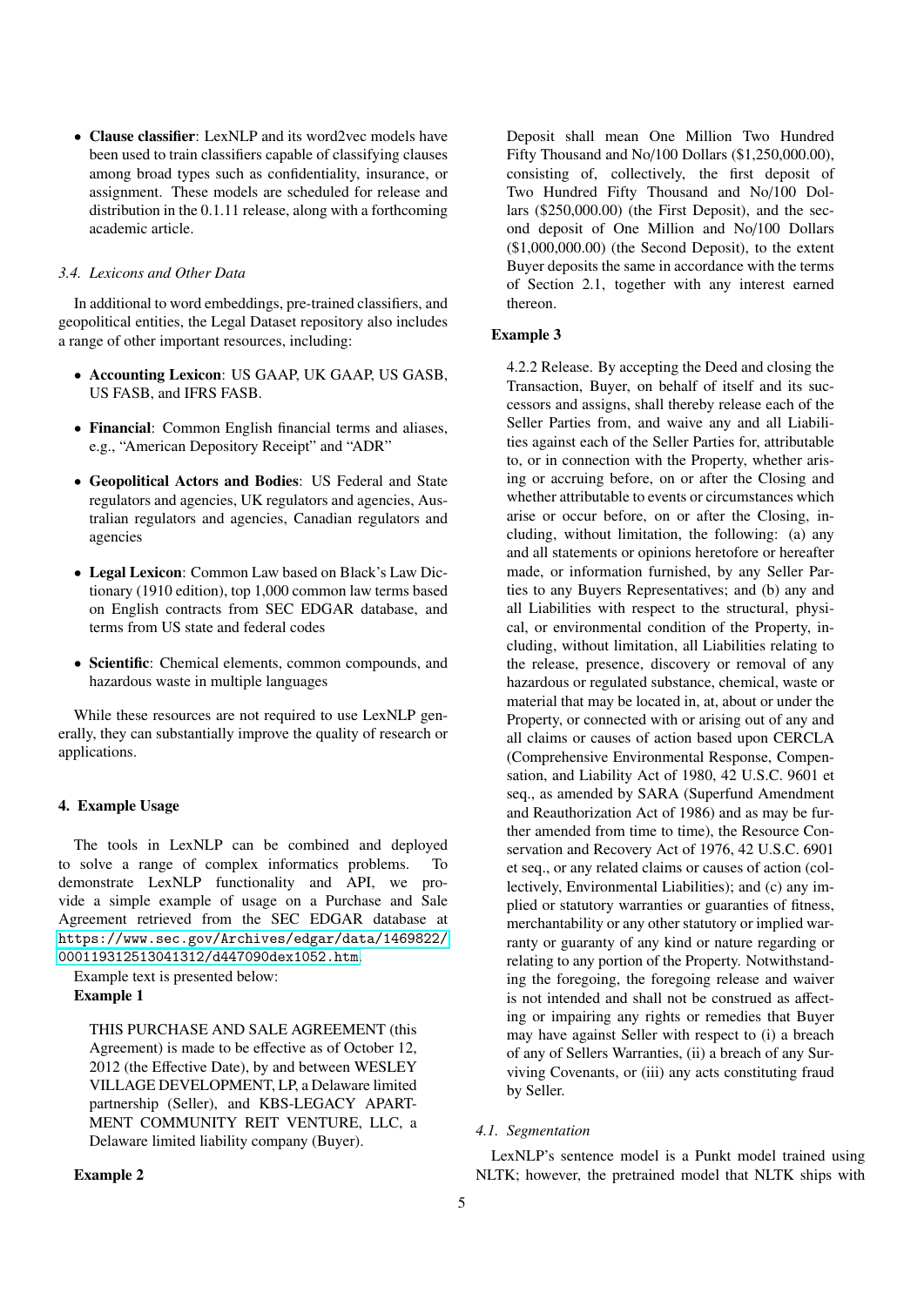- **Clause classifier**: LexNLP and its word2vec models have been used to train classifiers capable of classifying clauses among broad types such as confidentiality, insurance, or assignment. These models are scheduled for release and distribution in the 0.1.11 release, along with a forthcoming academic article.

### *3.4. Lexicons and Other Data*

In additional to word embeddings, pre-trained classifiers, and geopolitical entities, the Legal Dataset repository also includes a range of other important resources, including:

- **Accounting Lexicon**: US GAAP, UK GAAP, US GASB, US FASB, and IFRS FASB.
- **Financial**: Common English financial terms and aliases, e.g., "American Depository Receipt" and "ADR"
- **Geopolitical Actors and Bodies**: US Federal and State regulators and agencies, UK regulators and agencies, Australian regulators and agencies, Canadian regulators and agencies
- **Legal Lexicon**: Common Law based on Black's Law Dictionary (1910 edition), top 1,000 common law terms based on English contracts from SEC EDGAR database, and terms from US state and federal codes
- **Scientific**: Chemical elements, common compounds, and hazardous waste in multiple languages

While these resources are not required to use LexNLP generally, they can substantially improve the quality of research or applications.

## 4. Example Usage

The tools in LexNLP can be combined and deployed to solve a range of complex informatics problems. To demonstrate LexNLP functionality and API, we provide a simple example of usage on a Purchase and Sale Agreement retrieved from the SEC EDGAR database at https://www.sec.gov/Archives/edgar/data/1469822/000119312513041312/d447090dex1052.htm.

Example text is presented below:

**Example 1**

> THIS PURCHASE AND SALE AGREEMENT (this Agreement) is made to be effective as of October 12, 2012 (the Effective Date), by and between WESLEY VILLAGE DEVELOPMENT, LP, a Delaware limited partnership (Seller), and KBS-LEGACY APARTMENT COMMUNITY REIT VENTURE, LLC, a Delaware limited liability company (Buyer).

**Example 2**

> Deposit shall mean One Million Two Hundred Fifty Thousand and No/100 Dollars ($1,250,000.00), consisting of, collectively, the first deposit of Two Hundred Fifty Thousand and No/100 Dollars ($250,000.00) (the First Deposit), and the second deposit of One Million and No/100 Dollars ($1,000,000.00) (the Second Deposit), to the extent Buyer deposits the same in accordance with the terms of Section 2.1, together with any interest earned thereon.

**Example 3**

> 4.2.2 Release. By accepting the Deed and closing the Transaction, Buyer, on behalf of itself and its successors and assigns, shall thereby release each of the Seller Parties from, and waive any and all Liabilities against each of the Seller Parties for, attributable to, or in connection with the Property, whether arising or accruing before, on or after the Closing and whether attributable to events or circumstances which arise or occur before, on or after the Closing, including, without limitation, the following: (a) any and all statements or opinions heretofore or hereafter made, or information furnished, by any Seller Parties to any Buyers Representatives; and (b) any and all Liabilities with respect to the structural, physical, or environmental condition of the Property, including, without limitation, all Liabilities relating to the release, presence, discovery or removal of any hazardous or regulated substance, chemical, waste or material that may be located in, at, about or under the Property, or connected with or arising out of any and all claims or causes of action based upon CERCLA (Comprehensive Environmental Response, Compensation, and Liability Act of 1980, 42 U.S.C. 9601 et seq., as amended by SARA (Superfund Amendment and Reauthorization Act of 1986) and as may be further amended from time to time), the Resource Conservation and Recovery Act of 1976, 42 U.S.C. 6901 et seq., or any related claims or causes of action (collectively, Environmental Liabilities); and (c) any implied or statutory warranties or guaranties of fitness, merchantability or any other statutory or implied warranty or guaranty of any kind or nature regarding or relating to any portion of the Property. Notwithstanding the foregoing, the foregoing release and waiver is not intended and shall not be construed as affecting or impairing any rights or remedies that Buyer may have against Seller with respect to (i) a breach of any of Sellers Warranties, (ii) a breach of any Surviving Covenants, or (iii) any acts constituting fraud by Seller.

### *4.1. Segmentation*

LexNLP's sentence model is a Punkt model trained using NLTK; however, the pretrained model that NLTK ships with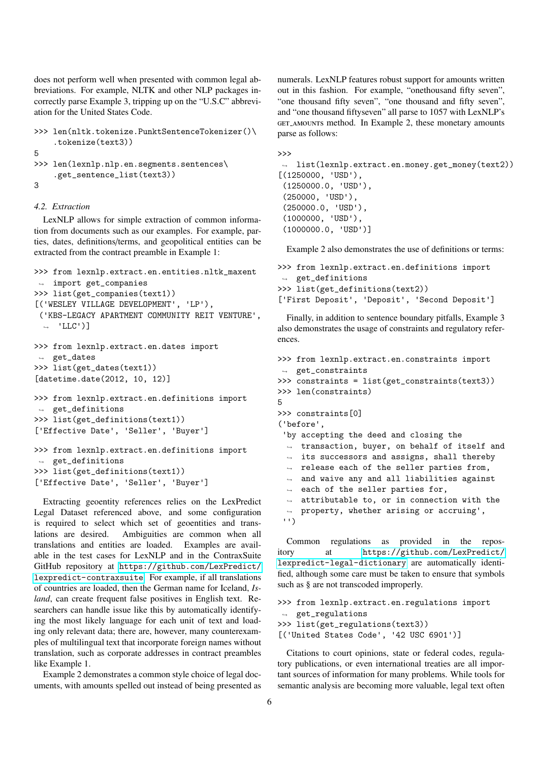does not perform well when presented with common legal abbreviations. For example, NLTK and other NLP packages incorrectly parse Example 3, tripping up on the "U.S.C" abbreviation for the United States Code.

```
>>> len(nltk.tokenize.PunktSentenceTokenizer()\
    .tokenize(text3))
5
>>> len(lexnlp.nlp.en.segments.sentences\
    .get_sentence_list(text3))
3
```

### 4.2. Extraction

LexNLP allows for simple extraction of common information from documents such as our examples. For example, parties, dates, definitions/terms, and geopolitical entities can be extracted from the contract preamble in Example 1:

```
>>> from lexnlp.extract.en.entities.nltk_maxent
 ↪ import get_companies
>>> list(get_companies(text1))
[('WESLEY VILLAGE DEVELOPMENT', 'LP'),
 ('KBS-LEGACY APARTMENT COMMUNITY REIT VENTURE',
  ↪ 'LLC')]
```

```
>>> from lexnlp.extract.en.dates import
 ↪ get_dates
>>> list(get_dates(text1))
[datetime.date(2012, 10, 12)]
```

```
>>> from lexnlp.extract.en.definitions import
 ↪ get_definitions
>>> list(get_definitions(text1))
['Effective Date', 'Seller', 'Buyer']
```

```
>>> from lexnlp.extract.en.definitions import
 ↪ get_definitions
>>> list(get_definitions(text1))
['Effective Date', 'Seller', 'Buyer']
```

Extracting geoentity references relies on the LexPredict Legal Dataset referenced above, and some configuration is required to select which set of geoentities and translations are desired. Ambiguities are common when all translations and entities are loaded. Examples are available in the test cases for LexNLP and in the ContraxSuite GitHub repository at https://github.com/LexPredict/lexpredict-contraxsuite. For example, if all translations of countries are loaded, then the German name for Iceland, *Island*, can create frequent false positives in English text. Researchers can handle issue like this by automatically identifying the most likely language for each unit of text and loading only relevant data; there are, however, many counterexamples of multilingual text that incorporate foreign names without translation, such as corporate addresses in contract preambles like Example 1.

Example 2 demonstrates a common style choice of legal documents, with amounts spelled out instead of being presented as numerals. LexNLP features robust support for amounts written out in this fashion. For example, "onethousand fifty seven", "one thousand fifty seven", "one thousand and fifty seven", and "one thousand fiftyseven" all parse to 1057 with LexNLP's GET_AMOUNTS method. In Example 2, these monetary amounts parse as follows:

```
>>>
 ↪ list(lexnlp.extract.en.money.get_money(text2))
[(1250000, 'USD'),
 (1250000.0, 'USD'),
 (250000, 'USD'),
 (250000.0, 'USD'),
 (1000000, 'USD'),
 (1000000.0, 'USD')]
```

Example 2 also demonstrates the use of definitions or terms:

```
>>> from lexnlp.extract.en.definitions import
 ↪ get_definitions
>>> list(get_definitions(text2))
['First Deposit', 'Deposit', 'Second Deposit']
```

Finally, in addition to sentence boundary pitfalls, Example 3 also demonstrates the usage of constraints and regulatory references.

```
>>> from lexnlp.extract.en.constraints import
 ↪ get_constraints
>>> constraints = list(get_constraints(text3))
>>> len(constraints)
5
>>> constraints[0]
('before',
 'by accepting the deed and closing the
  ↪ transaction, buyer, on behalf of itself and
  ↪ its successors and assigns, shall thereby
  ↪ release each of the seller parties from,
  ↪ and waive any and all liabilities against
  ↪ each of the seller parties for,
  ↪ attributable to, or in connection with the
  ↪ property, whether arising or accruing',
 '')
```

Common regulations as provided in the repository at https://github.com/LexPredict/lexpredict-legal-dictionary are automatically identified, although some care must be taken to ensure that symbols such as § are not transcoded improperly.

```
>>> from lexnlp.extract.en.regulations import
 ↪ get_regulations
>>> list(get_regulations(text3))
[('United States Code', '42 USC 6901')]
```

Citations to court opinions, state or federal codes, regulatory publications, or even international treaties are all important sources of information for many problems. While tools for semantic analysis are becoming more valuable, legal text often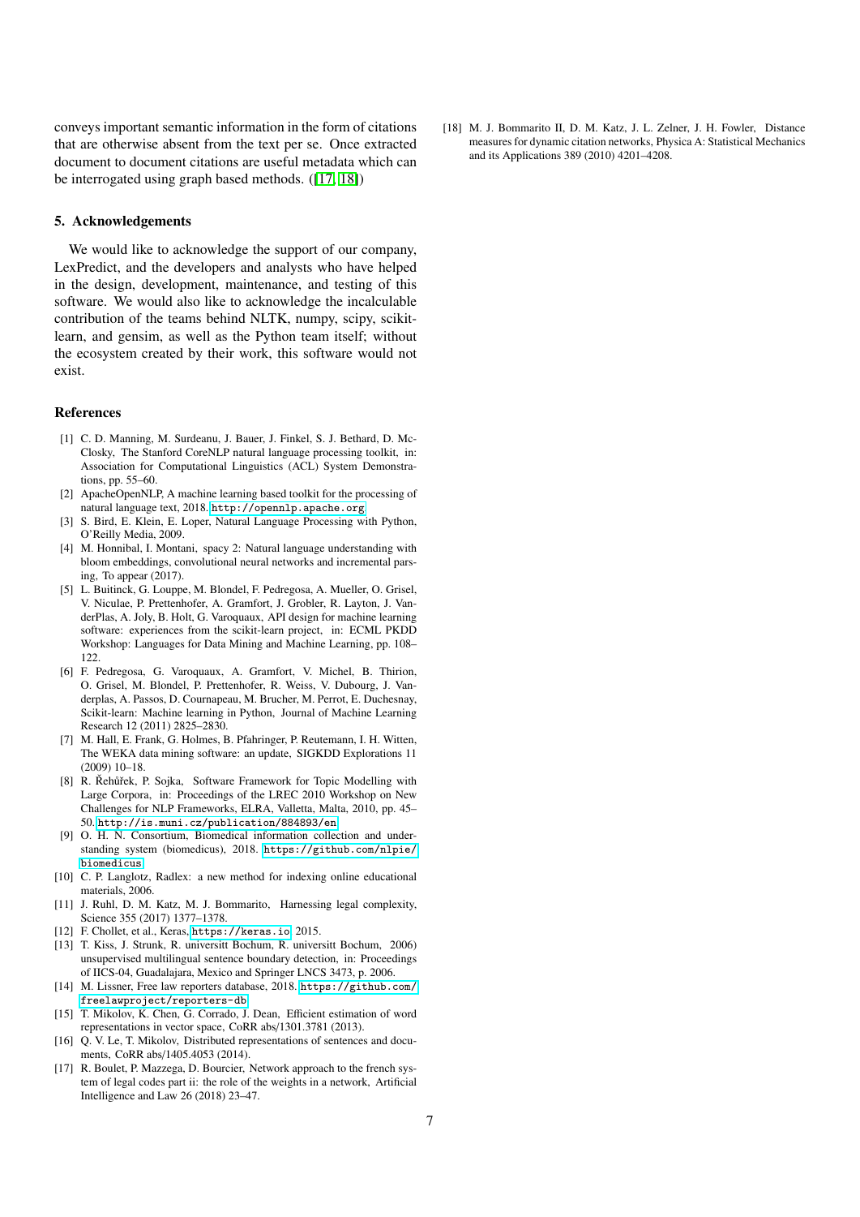conveys important semantic information in the form of citations that are otherwise absent from the text per se. Once extracted document to document citations are useful metadata which can be interrogated using graph based methods. ([17, 18])

## 5. Acknowledgements

We would like to acknowledge the support of our company, LexPredict, and the developers and analysts who have helped in the design, development, maintenance, and testing of this software. We would also like to acknowledge the incalculable contribution of the teams behind NLTK, numpy, scipy, scikit-learn, and gensim, as well as the Python team itself; without the ecosystem created by their work, this software would not exist.

## References

[1] C. D. Manning, M. Surdeanu, J. Bauer, J. Finkel, S. J. Bethard, D. McClosky, The Stanford CoreNLP natural language processing toolkit, in: Association for Computational Linguistics (ACL) System Demonstrations, pp. 55–60.

[2] ApacheOpenNLP, A machine learning based toolkit for the processing of natural language text, 2018. http://opennlp.apache.org.

[3] S. Bird, E. Klein, E. Loper, Natural Language Processing with Python, O'Reilly Media, 2009.

[4] M. Honnibal, I. Montani, spacy 2: Natural language understanding with bloom embeddings, convolutional neural networks and incremental parsing, To appear (2017).

[5] L. Buitinck, G. Louppe, M. Blondel, F. Pedregosa, A. Mueller, O. Grisel, V. Niculae, P. Prettenhofer, A. Gramfort, J. Grobler, R. Layton, J. VanderPlas, A. Joly, B. Holt, G. Varoquaux, API design for machine learning software: experiences from the scikit-learn project, in: ECML PKDD Workshop: Languages for Data Mining and Machine Learning, pp. 108–122.

[6] F. Pedregosa, G. Varoquaux, A. Gramfort, V. Michel, B. Thirion, O. Grisel, M. Blondel, P. Prettenhofer, R. Weiss, V. Dubourg, J. Vanderplas, A. Passos, D. Cournapeau, M. Brucher, M. Perrot, E. Duchesnay, Scikit-learn: Machine learning in Python, Journal of Machine Learning Research 12 (2011) 2825–2830.

[7] M. Hall, E. Frank, G. Holmes, B. Pfahringer, P. Reutemann, I. H. Witten, The WEKA data mining software: an update, SIGKDD Explorations 11 (2009) 10–18.

[8] R. Řehůřek, P. Sojka, Software Framework for Topic Modelling with Large Corpora, in: Proceedings of the LREC 2010 Workshop on New Challenges for NLP Frameworks, ELRA, Valletta, Malta, 2010, pp. 45–50. http://is.muni.cz/publication/884893/en.

[9] O. H. N. Consortium, Biomedical information collection and understanding system (biomedicus), 2018. https://github.com/nlpie/biomedicus.

[10] C. P. Langlotz, Radlex: a new method for indexing online educational materials, 2006.

[11] J. Ruhl, D. M. Katz, M. J. Bommarito, Harnessing legal complexity, Science 355 (2017) 1377–1378.

[12] F. Chollet, et al., Keras, https://keras.io, 2015.

[13] T. Kiss, J. Strunk, R. universitt Bochum, R. universitt Bochum, 2006) unsupervised multilingual sentence boundary detection, in: Proceedings of IICS-04, Guadalajara, Mexico and Springer LNCS 3473, p. 2006.

[14] M. Lissner, Free law reporters database, 2018. https://github.com/freelawproject/reporters-db.

[15] T. Mikolov, K. Chen, G. Corrado, J. Dean, Efficient estimation of word representations in vector space, CoRR abs/1301.3781 (2013).

[16] Q. V. Le, T. Mikolov, Distributed representations of sentences and documents, CoRR abs/1405.4053 (2014).

[17] R. Boulet, P. Mazzega, D. Bourcier, Network approach to the french system of legal codes part ii: the role of the weights in a network, Artificial Intelligence and Law 26 (2018) 23–47.

[18] M. J. Bommarito II, D. M. Katz, J. L. Zelner, J. H. Fowler, Distance measures for dynamic citation networks, Physica A: Statistical Mechanics and its Applications 389 (2010) 4201–4208.